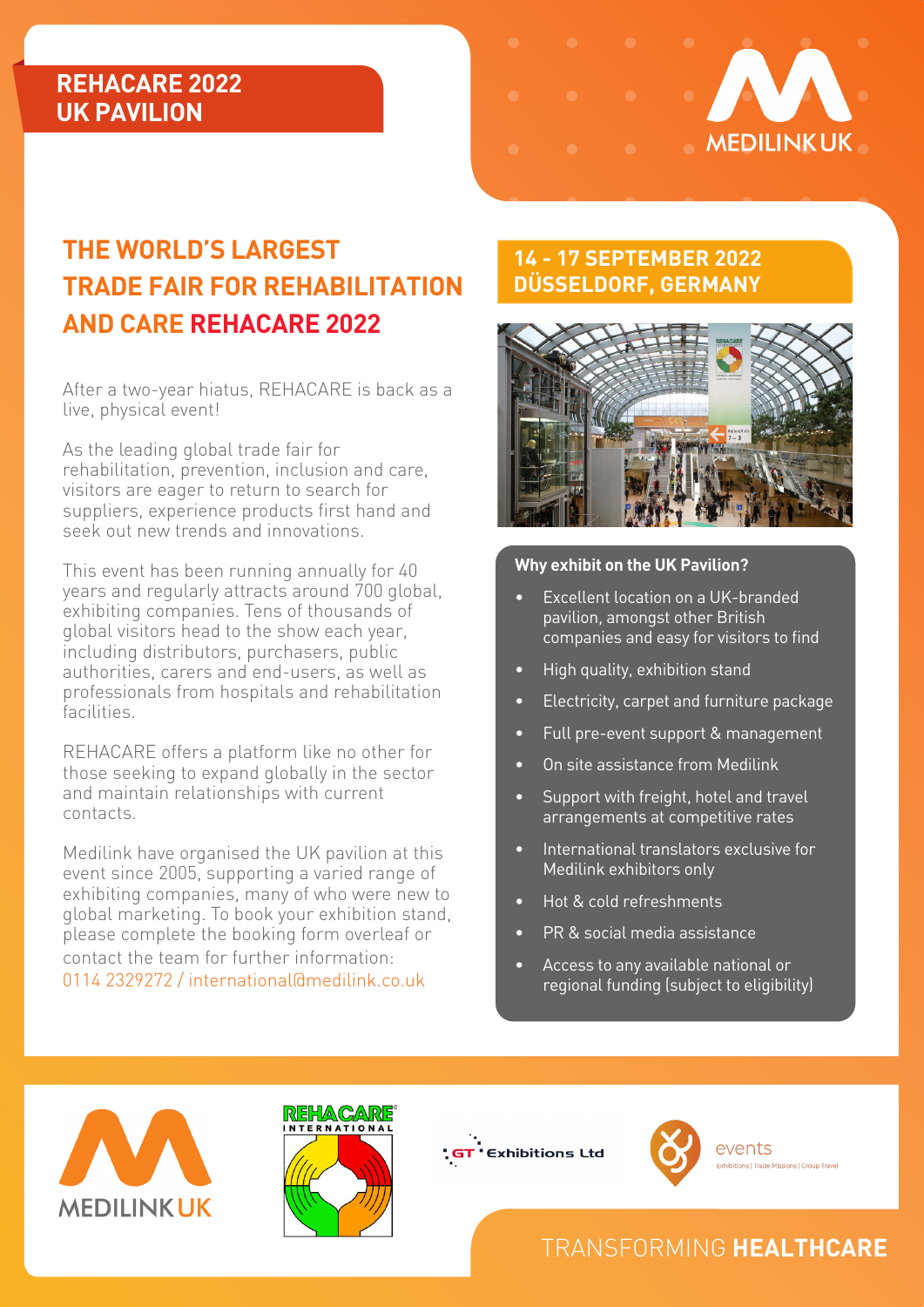# REHACARE 2022 UK PAVILION

## THE WORLD'S LARGEST TRADE FAIR FOR REHABILITATION AND CARE REHACARE 2022

After a two-year hiatus, REHACARE is back as a live, physical event!

As the leading global trade fair for rehabilitation, prevention, inclusion and care, visitors are eager to return to search for suppliers, experience products first hand and seek out new trends and innovations.

This event has been running annually for 40 years and regularly attracts around 700 global, exhibiting companies. Tens of thousands of global visitors head to the show each year, including distributors, purchasers, public authorities, carers and end-users, as well as professionals from hospitals and rehabilitation facilities.

REHACARE offers a platform like no other for those seeking to expand globally in the sector and maintain relationships with current contacts.

Medilink have organised the UK pavilion at this event since 2005, supporting a varied range of exhibiting companies, many of who were new to global marketing. To book your exhibition stand, please complete the booking form overleaf or contact the team for further information: 0114 2329272 / international@medilink.co.uk

## 14 - 17 SEPTEMBER 2022 DÜSSELDORF, GERMANY

### Why exhibit on the UK Pavilion?

- Excellent location on a UK-branded pavilion, amongst other British companies and easy for visitors to find
- High quality, exhibition stand
- Electricity, carpet and furniture package
- Full pre-event support & management
- On site assistance from Medilink
- Support with freight, hotel and travel arrangements at competitive rates
- International translators exclusive for Medilink exhibitors only
- Hot & cold refreshments
- PR & social media assistance
- Access to any available national or regional funding (subject to eligibility)

MEDILINK UK | REHACARE INTERNATIONAL | GT Exhibitions Ltd | events Exhibitions | Trade Missions | Group Travel

TRANSFORMING **HEALTHCARE**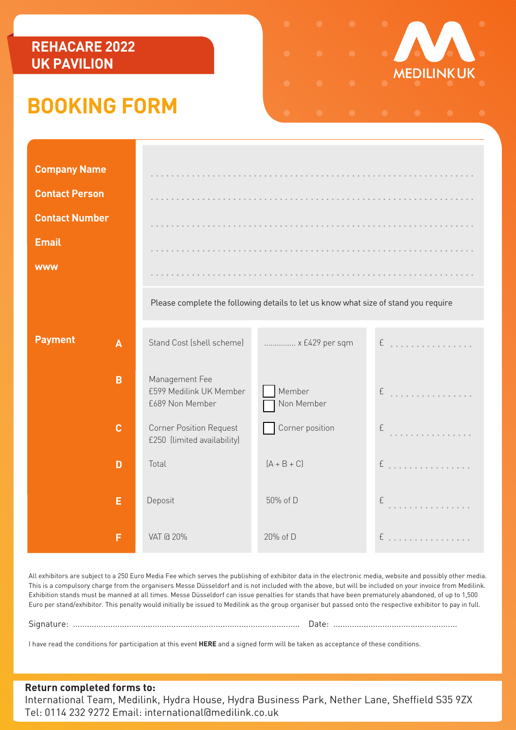**REHACARE 2022**
**UK PAVILION**

MEDILINK UK

# BOOKING FORM

**Company Name** ..........................................................................

**Contact Person** ..........................................................................

**Contact Number** ..........................................................................

**Email** ..........................................................................

**www** ..........................................................................

Please complete the following details to let us know what size of stand you require

| | | | | |
|---|---|---|---|---|
| **Payment** | A | Stand Cost (shell scheme) | .............. x £429 per sqm | £ ................ |
| | B | Management Fee<br>£599 Medilink UK Member<br>£689 Non Member | ☐ Member<br>☐ Non Member | £ ................ |
| | C | Corner Position Request<br>£250 (limited availability) | ☐ Corner position | £ ................ |
| | D | Total | (A + B + C) | £ ................ |
| | E | Deposit | 50% of D | £ ................ |
| | F | VAT @ 20% | 20% of D | £ ................ |

All exhibitors are subject to a 250 Euro Media Fee which serves the publishing of exhibitor data in the electronic media, website and possibly other media. This is a compulsory charge from the organisers Messe Düsseldorf and is not included with the above, but will be included on your invoice from Medilink. Exhibition stands must be manned at all times. Messe Düsseldorf can issue penalties for stands that have been prematurely abandoned, of up to 1,500 Euro per stand/exhibitor. This penalty would initially be issued to Medilink as the group organiser but passed onto the respective exhibitor to pay in full.

Signature: ................................................................................................ Date: ....................................................

I have read the conditions for participation at this event **HERE** and a signed form will be taken as acceptance of these conditions.

**Return completed forms to:**
International Team, Medilink, Hydra House, Hydra Business Park, Nether Lane, Sheffield S35 9ZX
Tel: 0114 232 9272 Email: international@medilink.co.uk